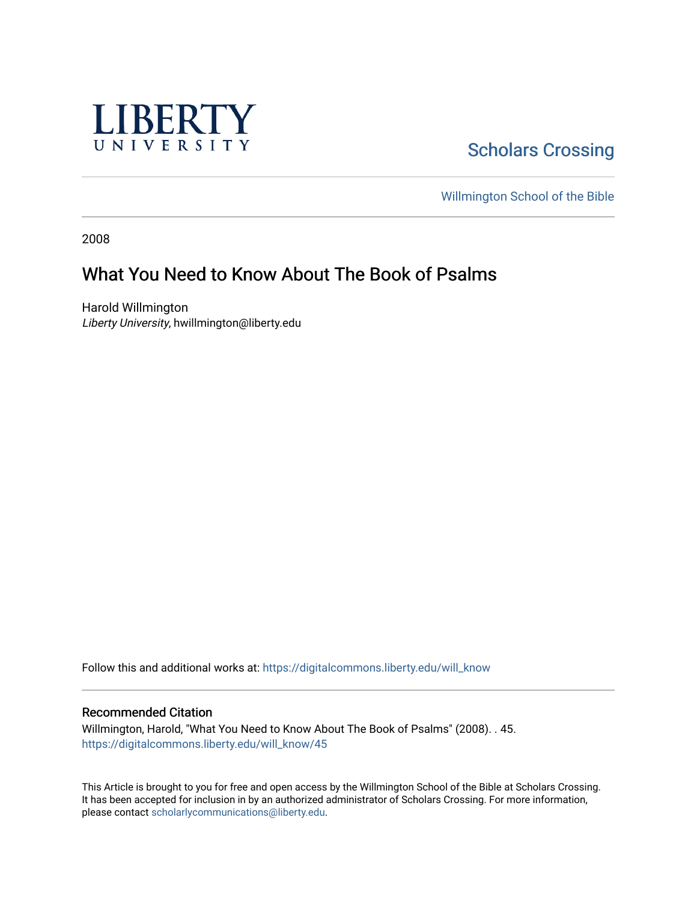LIBERTY UNIVERSITY

Scholars Crossing

Willmington School of the Bible

2008

# What You Need to Know About The Book of Psalms

Harold Willmington
*Liberty University*, hwillmington@liberty.edu

Follow this and additional works at: https://digitalcommons.liberty.edu/will_know

### Recommended Citation

Willmington, Harold, "What You Need to Know About The Book of Psalms" (2008). . 45.
https://digitalcommons.liberty.edu/will_know/45

This Article is brought to you for free and open access by the Willmington School of the Bible at Scholars Crossing. It has been accepted for inclusion in by an authorized administrator of Scholars Crossing. For more information, please contact scholarlycommunications@liberty.edu.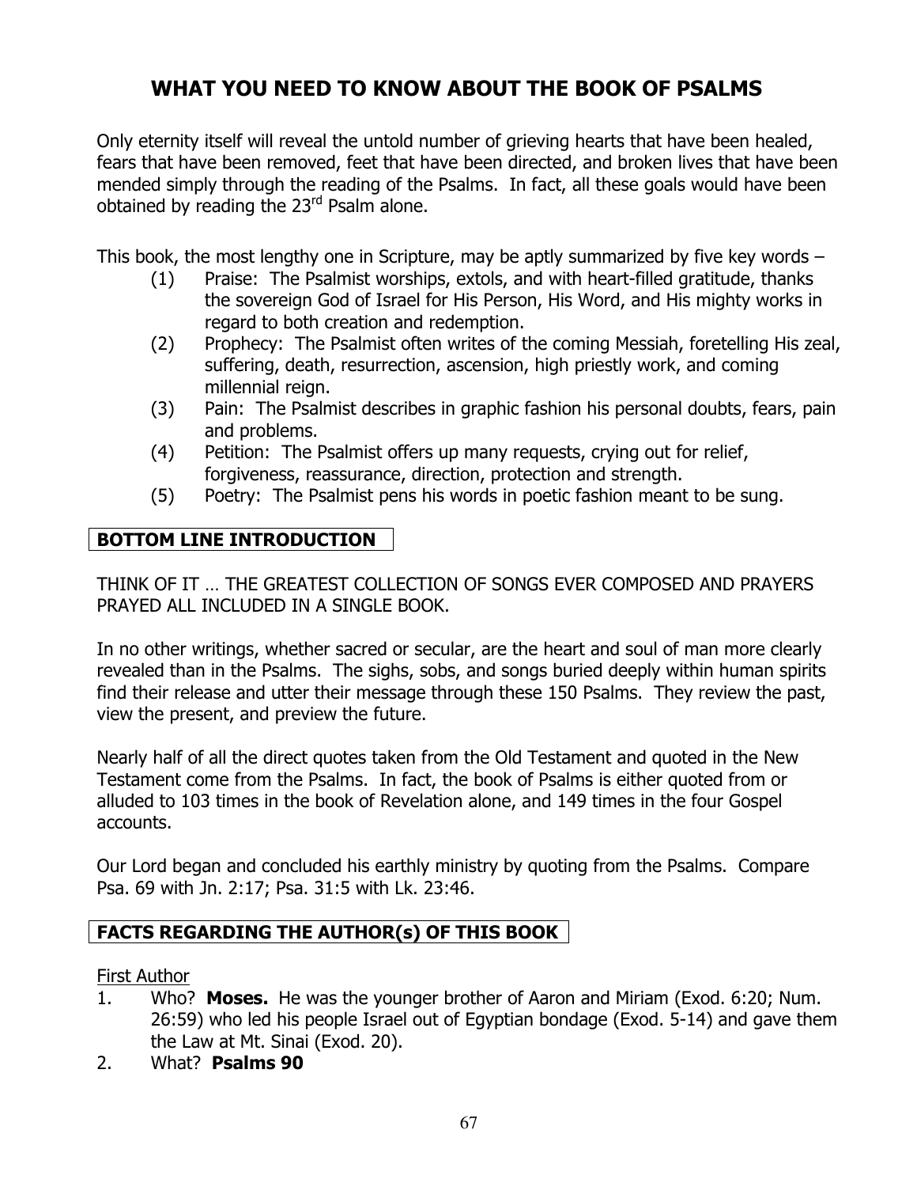# WHAT YOU NEED TO KNOW ABOUT THE BOOK OF PSALMS

Only eternity itself will reveal the untold number of grieving hearts that have been healed, fears that have been removed, feet that have been directed, and broken lives that have been mended simply through the reading of the Psalms. In fact, all these goals would have been obtained by reading the 23rd Psalm alone.

This book, the most lengthy one in Scripture, may be aptly summarized by five key words –

(1) Praise: The Psalmist worships, extols, and with heart-filled gratitude, thanks the sovereign God of Israel for His Person, His Word, and His mighty works in regard to both creation and redemption.
(2) Prophecy: The Psalmist often writes of the coming Messiah, foretelling His zeal, suffering, death, resurrection, ascension, high priestly work, and coming millennial reign.
(3) Pain: The Psalmist describes in graphic fashion his personal doubts, fears, pain and problems.
(4) Petition: The Psalmist offers up many requests, crying out for relief, forgiveness, reassurance, direction, protection and strength.
(5) Poetry: The Psalmist pens his words in poetic fashion meant to be sung.

## BOTTOM LINE INTRODUCTION

THINK OF IT … THE GREATEST COLLECTION OF SONGS EVER COMPOSED AND PRAYERS PRAYED ALL INCLUDED IN A SINGLE BOOK.

In no other writings, whether sacred or secular, are the heart and soul of man more clearly revealed than in the Psalms. The sighs, sobs, and songs buried deeply within human spirits find their release and utter their message through these 150 Psalms. They review the past, view the present, and preview the future.

Nearly half of all the direct quotes taken from the Old Testament and quoted in the New Testament come from the Psalms. In fact, the book of Psalms is either quoted from or alluded to 103 times in the book of Revelation alone, and 149 times in the four Gospel accounts.

Our Lord began and concluded his earthly ministry by quoting from the Psalms. Compare Psa. 69 with Jn. 2:17; Psa. 31:5 with Lk. 23:46.

## FACTS REGARDING THE AUTHOR(s) OF THIS BOOK

First Author

1. Who? **Moses.** He was the younger brother of Aaron and Miriam (Exod. 6:20; Num. 26:59) who led his people Israel out of Egyptian bondage (Exod. 5-14) and gave them the Law at Mt. Sinai (Exod. 20).
2. What? **Psalms 90**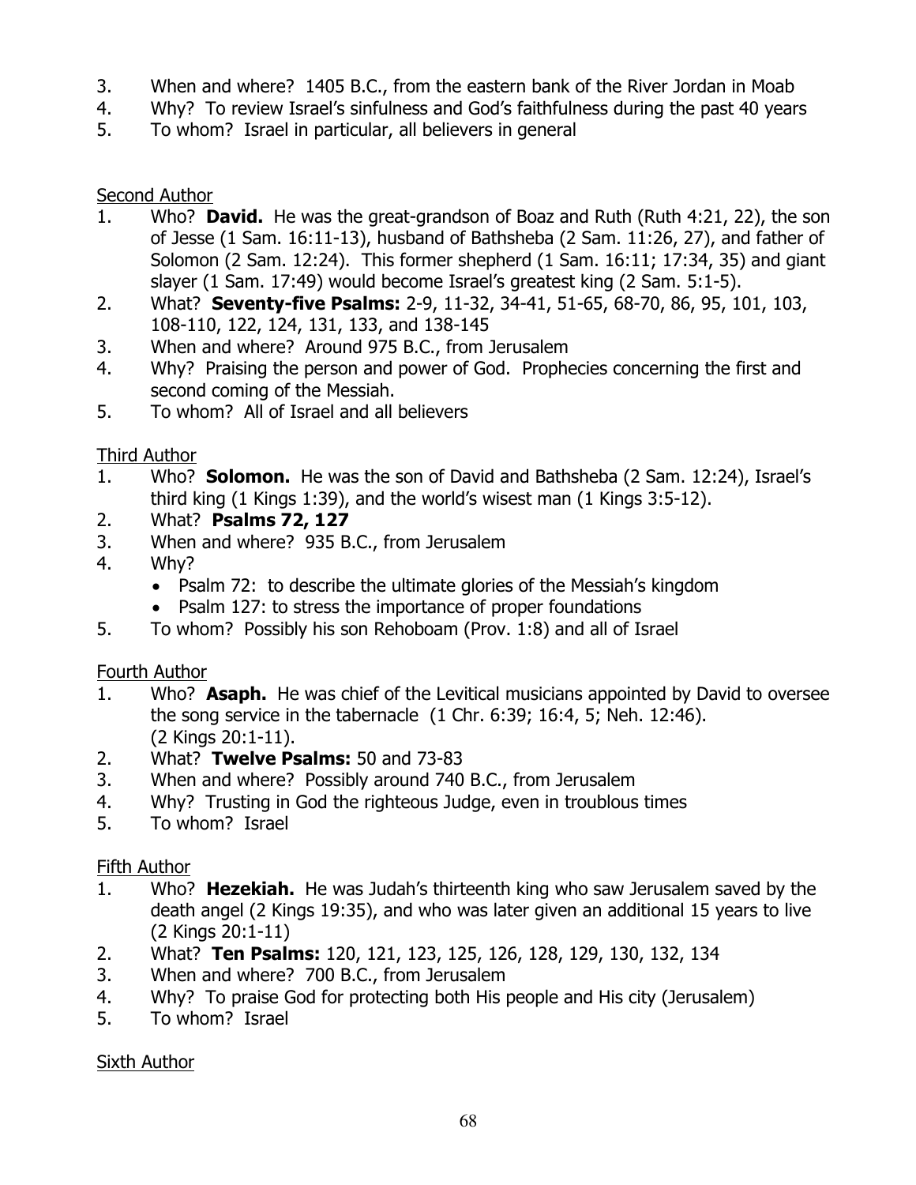3. When and where? 1405 B.C., from the eastern bank of the River Jordan in Moab
4. Why? To review Israel's sinfulness and God's faithfulness during the past 40 years
5. To whom? Israel in particular, all believers in general

<u>Second Author</u>

1. Who? **David.** He was the great-grandson of Boaz and Ruth (Ruth 4:21, 22), the son of Jesse (1 Sam. 16:11-13), husband of Bathsheba (2 Sam. 11:26, 27), and father of Solomon (2 Sam. 12:24). This former shepherd (1 Sam. 16:11; 17:34, 35) and giant slayer (1 Sam. 17:49) would become Israel's greatest king (2 Sam. 5:1-5).
2. What? **Seventy-five Psalms:** 2-9, 11-32, 34-41, 51-65, 68-70, 86, 95, 101, 103, 108-110, 122, 124, 131, 133, and 138-145
3. When and where? Around 975 B.C., from Jerusalem
4. Why? Praising the person and power of God. Prophecies concerning the first and second coming of the Messiah.
5. To whom? All of Israel and all believers

<u>Third Author</u>

1. Who? **Solomon.** He was the son of David and Bathsheba (2 Sam. 12:24), Israel's third king (1 Kings 1:39), and the world's wisest man (1 Kings 3:5-12).
2. What? **Psalms 72, 127**
3. When and where? 935 B.C., from Jerusalem
4. Why?
   - Psalm 72: to describe the ultimate glories of the Messiah's kingdom
   - Psalm 127: to stress the importance of proper foundations
5. To whom? Possibly his son Rehoboam (Prov. 1:8) and all of Israel

<u>Fourth Author</u>

1. Who? **Asaph.** He was chief of the Levitical musicians appointed by David to oversee the song service in the tabernacle (1 Chr. 6:39; 16:4, 5; Neh. 12:46). (2 Kings 20:1-11).
2. What? **Twelve Psalms:** 50 and 73-83
3. When and where? Possibly around 740 B.C., from Jerusalem
4. Why? Trusting in God the righteous Judge, even in troublous times
5. To whom? Israel

<u>Fifth Author</u>

1. Who? **Hezekiah.** He was Judah's thirteenth king who saw Jerusalem saved by the death angel (2 Kings 19:35), and who was later given an additional 15 years to live (2 Kings 20:1-11)
2. What? **Ten Psalms:** 120, 121, 123, 125, 126, 128, 129, 130, 132, 134
3. When and where? 700 B.C., from Jerusalem
4. Why? To praise God for protecting both His people and His city (Jerusalem)
5. To whom? Israel

<u>Sixth Author</u>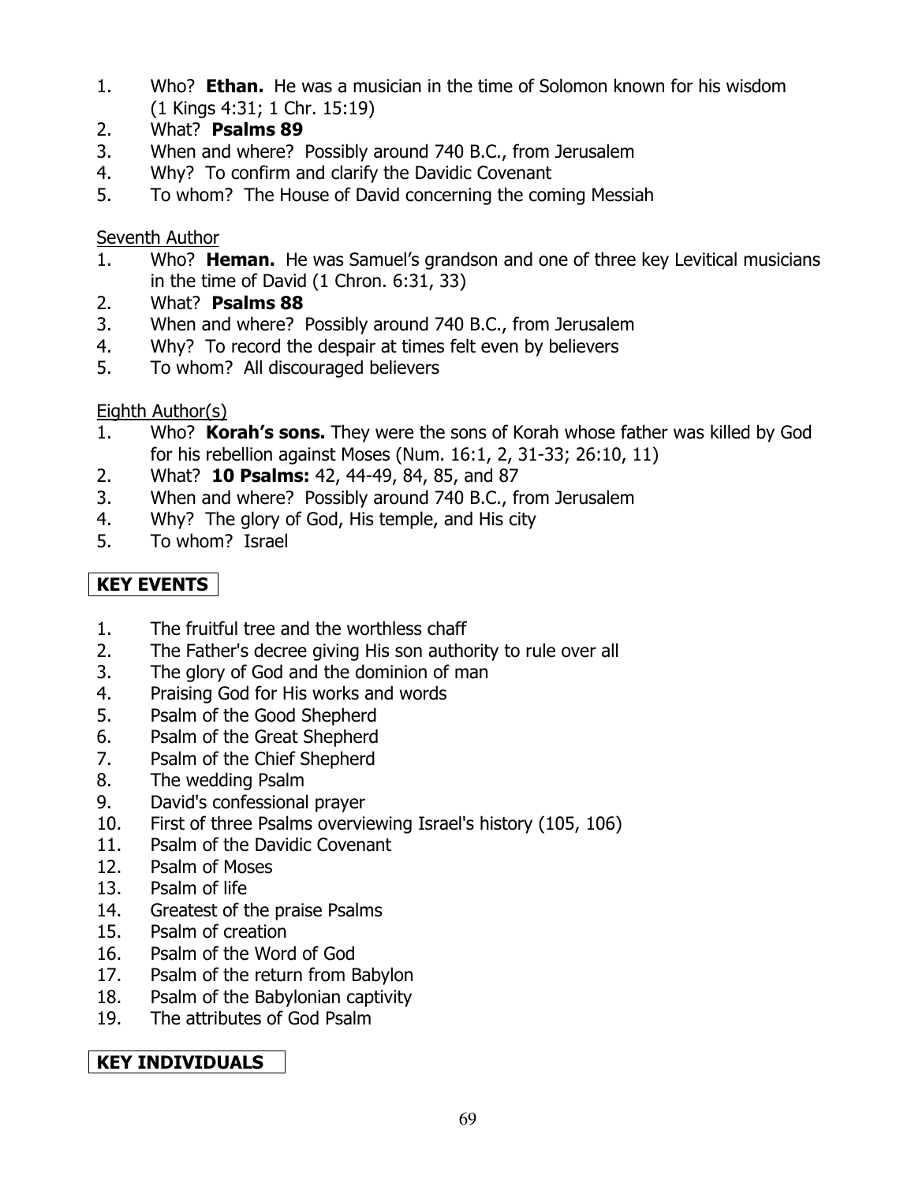1. Who? **Ethan.** He was a musician in the time of Solomon known for his wisdom (1 Kings 4:31; 1 Chr. 15:19)
2. What? **Psalms 89**
3. When and where? Possibly around 740 B.C., from Jerusalem
4. Why? To confirm and clarify the Davidic Covenant
5. To whom? The House of David concerning the coming Messiah

<u>Seventh Author</u>

1. Who? **Heman.** He was Samuel's grandson and one of three key Levitical musicians in the time of David (1 Chron. 6:31, 33)
2. What? **Psalms 88**
3. When and where? Possibly around 740 B.C., from Jerusalem
4. Why? To record the despair at times felt even by believers
5. To whom? All discouraged believers

<u>Eighth Author(s)</u>

1. Who? **Korah's sons.** They were the sons of Korah whose father was killed by God for his rebellion against Moses (Num. 16:1, 2, 31-33; 26:10, 11)
2. What? **10 Psalms:** 42, 44-49, 84, 85, and 87
3. When and where? Possibly around 740 B.C., from Jerusalem
4. Why? The glory of God, His temple, and His city
5. To whom? Israel

## KEY EVENTS

1. The fruitful tree and the worthless chaff
2. The Father's decree giving His son authority to rule over all
3. The glory of God and the dominion of man
4. Praising God for His works and words
5. Psalm of the Good Shepherd
6. Psalm of the Great Shepherd
7. Psalm of the Chief Shepherd
8. The wedding Psalm
9. David's confessional prayer
10. First of three Psalms overviewing Israel's history (105, 106)
11. Psalm of the Davidic Covenant
12. Psalm of Moses
13. Psalm of life
14. Greatest of the praise Psalms
15. Psalm of creation
16. Psalm of the Word of God
17. Psalm of the return from Babylon
18. Psalm of the Babylonian captivity
19. The attributes of God Psalm

## KEY INDIVIDUALS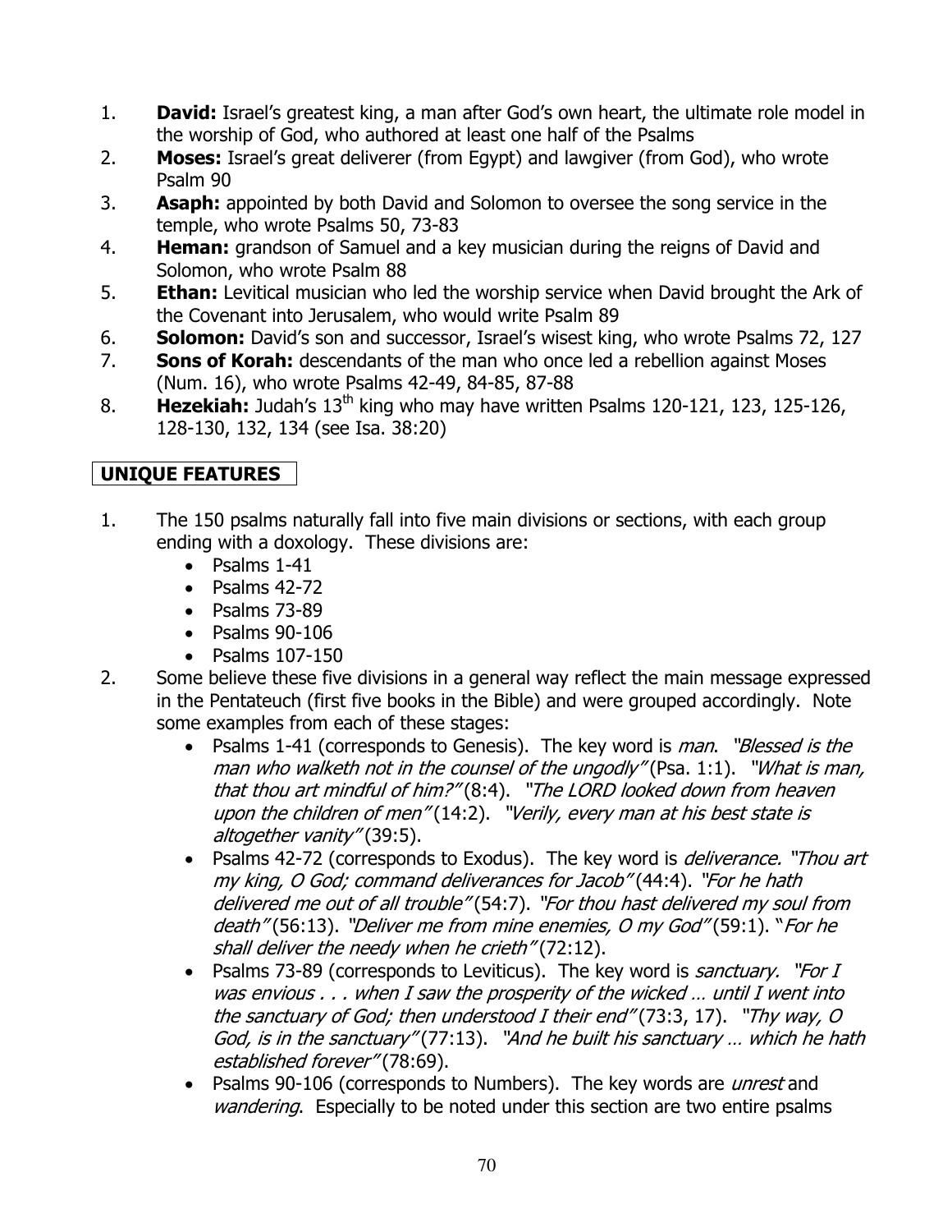1. **David:** Israel's greatest king, a man after God's own heart, the ultimate role model in the worship of God, who authored at least one half of the Psalms
2. **Moses:** Israel's great deliverer (from Egypt) and lawgiver (from God), who wrote Psalm 90
3. **Asaph:** appointed by both David and Solomon to oversee the song service in the temple, who wrote Psalms 50, 73-83
4. **Heman:** grandson of Samuel and a key musician during the reigns of David and Solomon, who wrote Psalm 88
5. **Ethan:** Levitical musician who led the worship service when David brought the Ark of the Covenant into Jerusalem, who would write Psalm 89
6. **Solomon:** David's son and successor, Israel's wisest king, who wrote Psalms 72, 127
7. **Sons of Korah:** descendants of the man who once led a rebellion against Moses (Num. 16), who wrote Psalms 42-49, 84-85, 87-88
8. **Hezekiah:** Judah's 13th king who may have written Psalms 120-121, 123, 125-126, 128-130, 132, 134 (see Isa. 38:20)

## UNIQUE FEATURES

1. The 150 psalms naturally fall into five main divisions or sections, with each group ending with a doxology. These divisions are:
   - Psalms 1-41
   - Psalms 42-72
   - Psalms 73-89
   - Psalms 90-106
   - Psalms 107-150
2. Some believe these five divisions in a general way reflect the main message expressed in the Pentateuch (first five books in the Bible) and were grouped accordingly. Note some examples from each of these stages:
   - Psalms 1-41 (corresponds to Genesis). The key word is *man*. *"Blessed is the man who walketh not in the counsel of the ungodly"* (Psa. 1:1). *"What is man, that thou art mindful of him?"* (8:4). *"The LORD looked down from heaven upon the children of men"* (14:2). *"Verily, every man at his best state is altogether vanity"* (39:5).
   - Psalms 42-72 (corresponds to Exodus). The key word is *deliverance. "Thou art my king, O God; command deliverances for Jacob"* (44:4). *"For he hath delivered me out of all trouble"* (54:7). *"For thou hast delivered my soul from death"* (56:13). *"Deliver me from mine enemies, O my God"* (59:1). "*For he shall deliver the needy when he crieth"* (72:12).
   - Psalms 73-89 (corresponds to Leviticus). The key word is *sanctuary. "For I was envious . . . when I saw the prosperity of the wicked … until I went into the sanctuary of God; then understood I their end"* (73:3, 17). *"Thy way, O God, is in the sanctuary"* (77:13). *"And he built his sanctuary … which he hath established forever"* (78:69).
   - Psalms 90-106 (corresponds to Numbers). The key words are *unrest* and *wandering*. Especially to be noted under this section are two entire psalms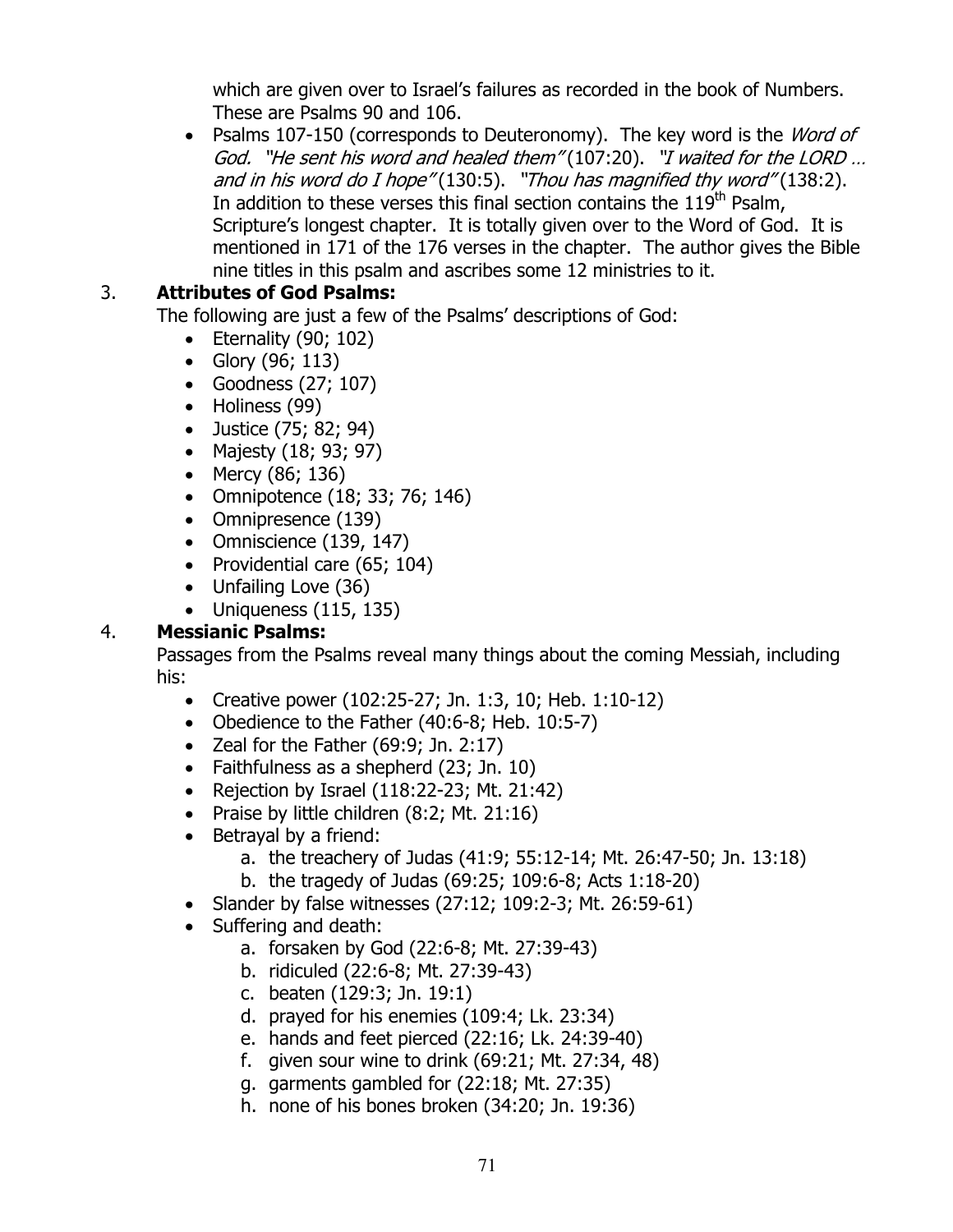which are given over to Israel's failures as recorded in the book of Numbers. These are Psalms 90 and 106.

- Psalms 107-150 (corresponds to Deuteronomy). The key word is the *Word of God*. *"He sent his word and healed them"* (107:20). *"I waited for the LORD … and in his word do I hope"* (130:5). *"Thou has magnified thy word"* (138:2). In addition to these verses this final section contains the 119th Psalm, Scripture's longest chapter. It is totally given over to the Word of God. It is mentioned in 171 of the 176 verses in the chapter. The author gives the Bible nine titles in this psalm and ascribes some 12 ministries to it.

3. **Attributes of God Psalms:**

The following are just a few of the Psalms' descriptions of God:

- Eternality (90; 102)
- Glory (96; 113)
- Goodness (27; 107)
- Holiness (99)
- Justice (75; 82; 94)
- Majesty (18; 93; 97)
- Mercy (86; 136)
- Omnipotence (18; 33; 76; 146)
- Omnipresence (139)
- Omniscience (139, 147)
- Providential care (65; 104)
- Unfailing Love (36)
- Uniqueness (115, 135)

4. **Messianic Psalms:**

Passages from the Psalms reveal many things about the coming Messiah, including his:

- Creative power (102:25-27; Jn. 1:3, 10; Heb. 1:10-12)
- Obedience to the Father (40:6-8; Heb. 10:5-7)
- Zeal for the Father (69:9; Jn. 2:17)
- Faithfulness as a shepherd (23; Jn. 10)
- Rejection by Israel (118:22-23; Mt. 21:42)
- Praise by little children (8:2; Mt. 21:16)
- Betrayal by a friend:
    a. the treachery of Judas (41:9; 55:12-14; Mt. 26:47-50; Jn. 13:18)
    b. the tragedy of Judas (69:25; 109:6-8; Acts 1:18-20)
- Slander by false witnesses (27:12; 109:2-3; Mt. 26:59-61)
- Suffering and death:
    a. forsaken by God (22:6-8; Mt. 27:39-43)
    b. ridiculed (22:6-8; Mt. 27:39-43)
    c. beaten (129:3; Jn. 19:1)
    d. prayed for his enemies (109:4; Lk. 23:34)
    e. hands and feet pierced (22:16; Lk. 24:39-40)
    f. given sour wine to drink (69:21; Mt. 27:34, 48)
    g. garments gambled for (22:18; Mt. 27:35)
    h. none of his bones broken (34:20; Jn. 19:36)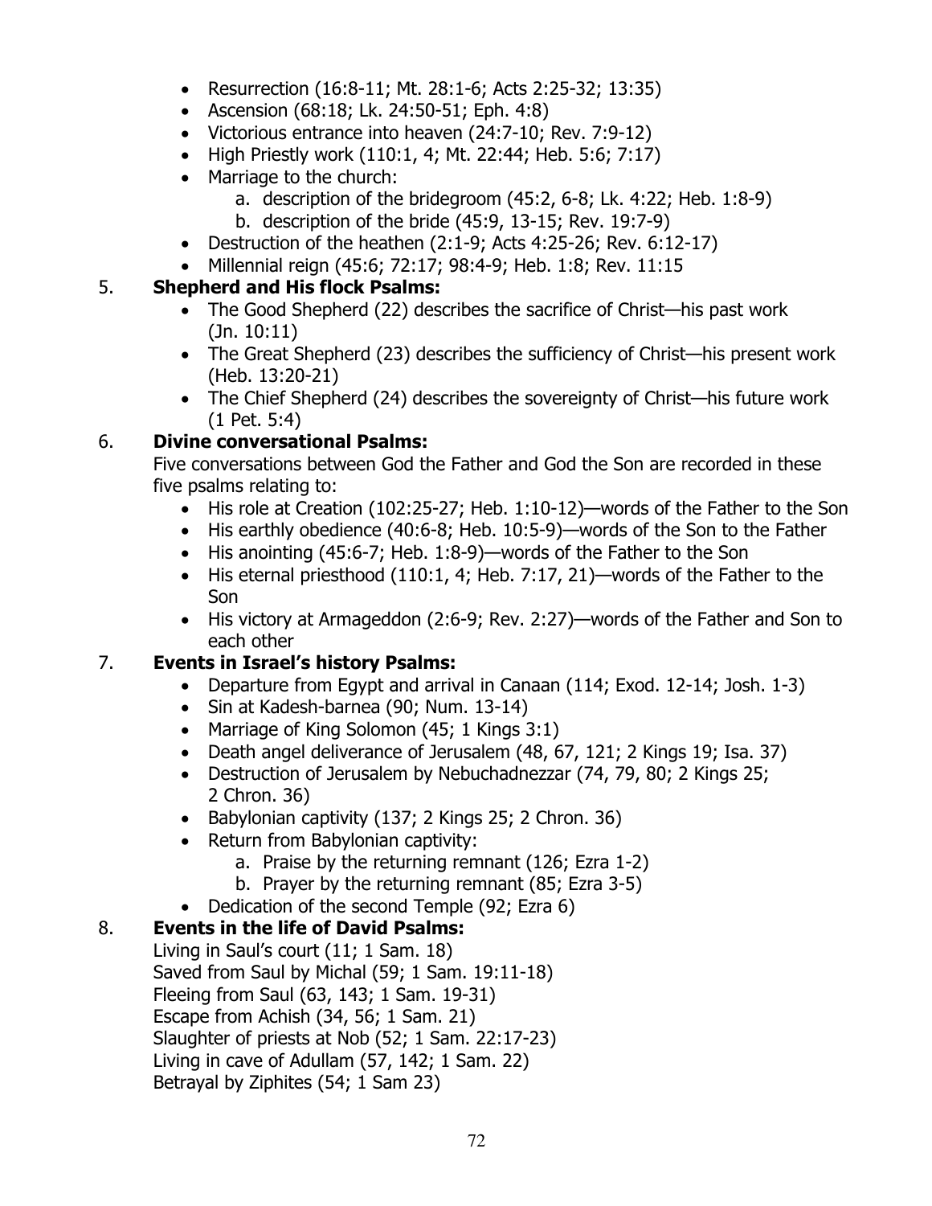- Resurrection (16:8-11; Mt. 28:1-6; Acts 2:25-32; 13:35)
- Ascension (68:18; Lk. 24:50-51; Eph. 4:8)
- Victorious entrance into heaven (24:7-10; Rev. 7:9-12)
- High Priestly work (110:1, 4; Mt. 22:44; Heb. 5:6; 7:17)
- Marriage to the church:
    a. description of the bridegroom (45:2, 6-8; Lk. 4:22; Heb. 1:8-9)
    b. description of the bride (45:9, 13-15; Rev. 19:7-9)
- Destruction of the heathen (2:1-9; Acts 4:25-26; Rev. 6:12-17)
- Millennial reign (45:6; 72:17; 98:4-9; Heb. 1:8; Rev. 11:15

5. **Shepherd and His flock Psalms:**
    - The Good Shepherd (22) describes the sacrifice of Christ—his past work (Jn. 10:11)
    - The Great Shepherd (23) describes the sufficiency of Christ—his present work (Heb. 13:20-21)
    - The Chief Shepherd (24) describes the sovereignty of Christ—his future work (1 Pet. 5:4)

6. **Divine conversational Psalms:**

    Five conversations between God the Father and God the Son are recorded in these five psalms relating to:
    - His role at Creation (102:25-27; Heb. 1:10-12)—words of the Father to the Son
    - His earthly obedience (40:6-8; Heb. 10:5-9)—words of the Son to the Father
    - His anointing (45:6-7; Heb. 1:8-9)—words of the Father to the Son
    - His eternal priesthood (110:1, 4; Heb. 7:17, 21)—words of the Father to the Son
    - His victory at Armageddon (2:6-9; Rev. 2:27)—words of the Father and Son to each other

7. **Events in Israel's history Psalms:**
    - Departure from Egypt and arrival in Canaan (114; Exod. 12-14; Josh. 1-3)
    - Sin at Kadesh-barnea (90; Num. 13-14)
    - Marriage of King Solomon (45; 1 Kings 3:1)
    - Death angel deliverance of Jerusalem (48, 67, 121; 2 Kings 19; Isa. 37)
    - Destruction of Jerusalem by Nebuchadnezzar (74, 79, 80; 2 Kings 25; 2 Chron. 36)
    - Babylonian captivity (137; 2 Kings 25; 2 Chron. 36)
    - Return from Babylonian captivity:
        a. Praise by the returning remnant (126; Ezra 1-2)
        b. Prayer by the returning remnant (85; Ezra 3-5)
    - Dedication of the second Temple (92; Ezra 6)

8. **Events in the life of David Psalms:**

    Living in Saul's court (11; 1 Sam. 18)
    Saved from Saul by Michal (59; 1 Sam. 19:11-18)
    Fleeing from Saul (63, 143; 1 Sam. 19-31)
    Escape from Achish (34, 56; 1 Sam. 21)
    Slaughter of priests at Nob (52; 1 Sam. 22:17-23)
    Living in cave of Adullam (57, 142; 1 Sam. 22)
    Betrayal by Ziphites (54; 1 Sam 23)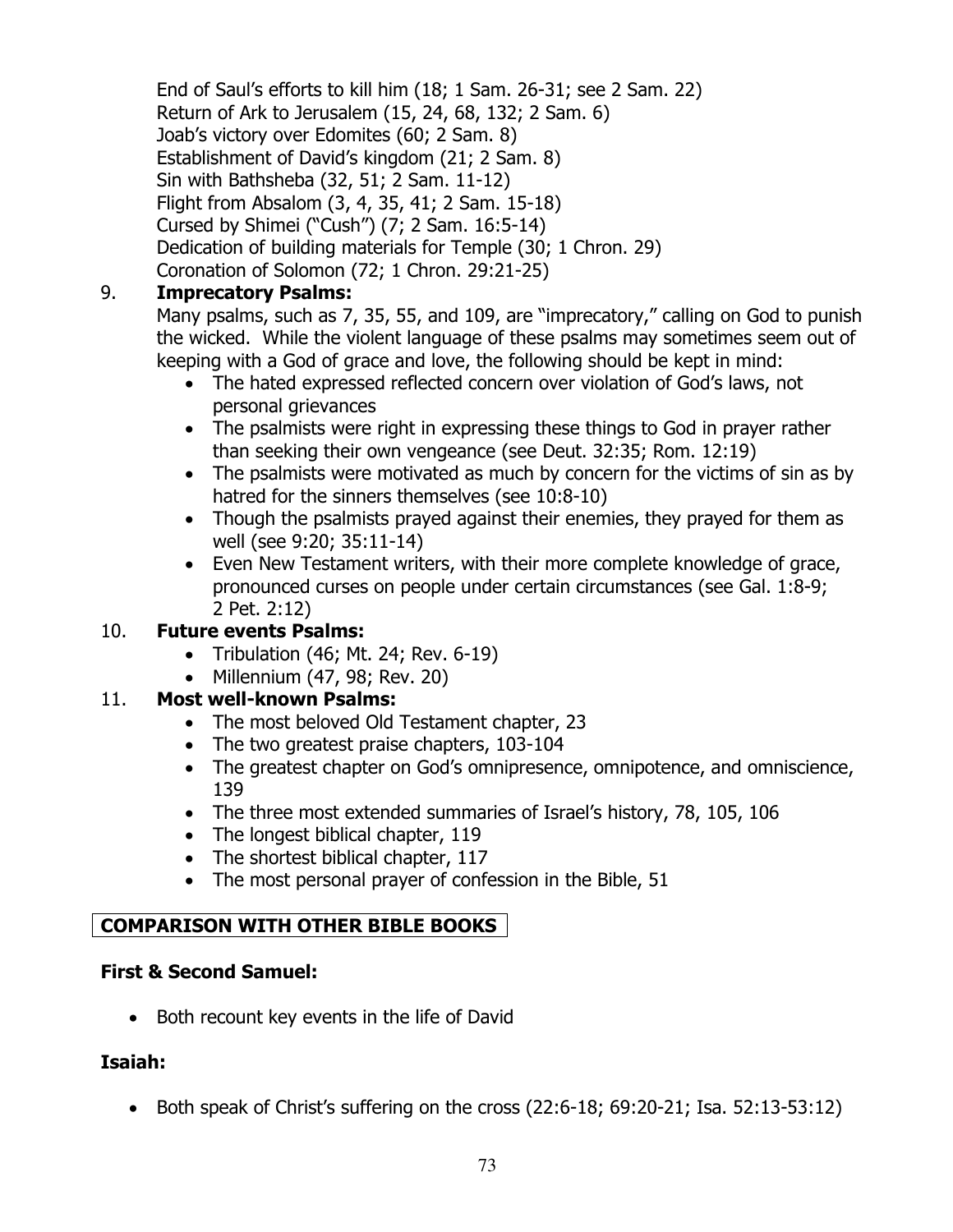End of Saul's efforts to kill him (18; 1 Sam. 26-31; see 2 Sam. 22)
Return of Ark to Jerusalem (15, 24, 68, 132; 2 Sam. 6)
Joab's victory over Edomites (60; 2 Sam. 8)
Establishment of David's kingdom (21; 2 Sam. 8)
Sin with Bathsheba (32, 51; 2 Sam. 11-12)
Flight from Absalom (3, 4, 35, 41; 2 Sam. 15-18)
Cursed by Shimei ("Cush") (7; 2 Sam. 16:5-14)
Dedication of building materials for Temple (30; 1 Chron. 29)
Coronation of Solomon (72; 1 Chron. 29:21-25)

9. **Imprecatory Psalms:**

   Many psalms, such as 7, 35, 55, and 109, are "imprecatory," calling on God to punish the wicked. While the violent language of these psalms may sometimes seem out of keeping with a God of grace and love, the following should be kept in mind:

   - The hated expressed reflected concern over violation of God's laws, not personal grievances
   - The psalmists were right in expressing these things to God in prayer rather than seeking their own vengeance (see Deut. 32:35; Rom. 12:19)
   - The psalmists were motivated as much by concern for the victims of sin as by hatred for the sinners themselves (see 10:8-10)
   - Though the psalmists prayed against their enemies, they prayed for them as well (see 9:20; 35:11-14)
   - Even New Testament writers, with their more complete knowledge of grace, pronounced curses on people under certain circumstances (see Gal. 1:8-9; 2 Pet. 2:12)

10. **Future events Psalms:**

    - Tribulation (46; Mt. 24; Rev. 6-19)
    - Millennium (47, 98; Rev. 20)

11. **Most well-known Psalms:**

    - The most beloved Old Testament chapter, 23
    - The two greatest praise chapters, 103-104
    - The greatest chapter on God's omnipresence, omnipotence, and omniscience, 139
    - The three most extended summaries of Israel's history, 78, 105, 106
    - The longest biblical chapter, 119
    - The shortest biblical chapter, 117
    - The most personal prayer of confession in the Bible, 51

## COMPARISON WITH OTHER BIBLE BOOKS

### First & Second Samuel:

- Both recount key events in the life of David

### Isaiah:

- Both speak of Christ's suffering on the cross (22:6-18; 69:20-21; Isa. 52:13-53:12)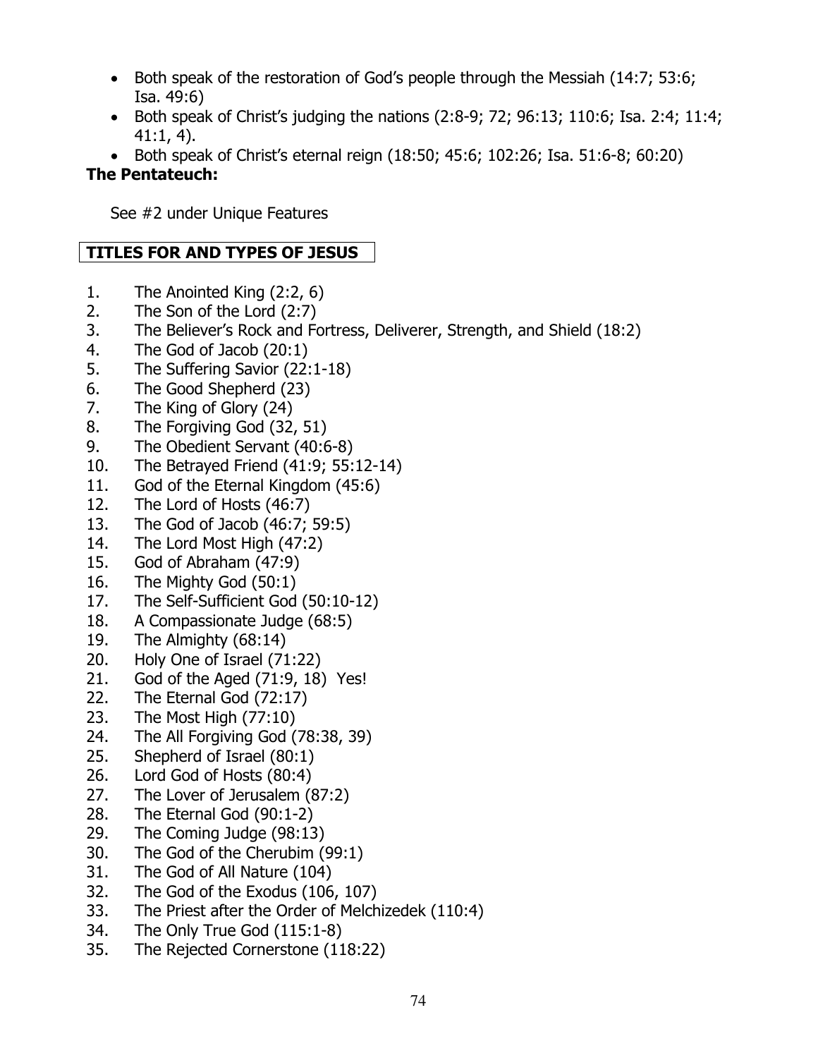- Both speak of the restoration of God's people through the Messiah (14:7; 53:6; Isa. 49:6)
- Both speak of Christ's judging the nations (2:8-9; 72; 96:13; 110:6; Isa. 2:4; 11:4; 41:1, 4).
- Both speak of Christ's eternal reign (18:50; 45:6; 102:26; Isa. 51:6-8; 60:20)

**The Pentateuch:**

See #2 under Unique Features

## TITLES FOR AND TYPES OF JESUS

1. The Anointed King (2:2, 6)
2. The Son of the Lord (2:7)
3. The Believer's Rock and Fortress, Deliverer, Strength, and Shield (18:2)
4. The God of Jacob (20:1)
5. The Suffering Savior (22:1-18)
6. The Good Shepherd (23)
7. The King of Glory (24)
8. The Forgiving God (32, 51)
9. The Obedient Servant (40:6-8)
10. The Betrayed Friend (41:9; 55:12-14)
11. God of the Eternal Kingdom (45:6)
12. The Lord of Hosts (46:7)
13. The God of Jacob (46:7; 59:5)
14. The Lord Most High (47:2)
15. God of Abraham (47:9)
16. The Mighty God (50:1)
17. The Self-Sufficient God (50:10-12)
18. A Compassionate Judge (68:5)
19. The Almighty (68:14)
20. Holy One of Israel (71:22)
21. God of the Aged (71:9, 18) Yes!
22. The Eternal God (72:17)
23. The Most High (77:10)
24. The All Forgiving God (78:38, 39)
25. Shepherd of Israel (80:1)
26. Lord God of Hosts (80:4)
27. The Lover of Jerusalem (87:2)
28. The Eternal God (90:1-2)
29. The Coming Judge (98:13)
30. The God of the Cherubim (99:1)
31. The God of All Nature (104)
32. The God of the Exodus (106, 107)
33. The Priest after the Order of Melchizedek (110:4)
34. The Only True God (115:1-8)
35. The Rejected Cornerstone (118:22)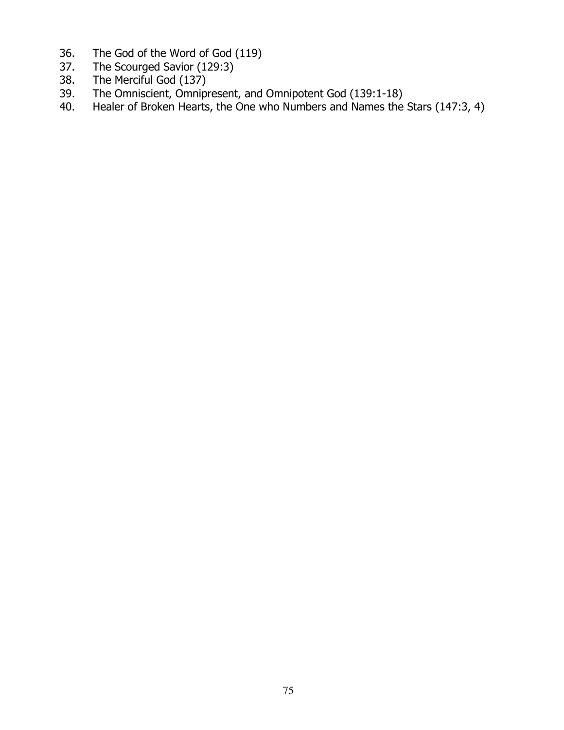36. The God of the Word of God (119)
37. The Scourged Savior (129:3)
38. The Merciful God (137)
39. The Omniscient, Omnipresent, and Omnipotent God (139:1-18)
40. Healer of Broken Hearts, the One who Numbers and Names the Stars (147:3, 4)